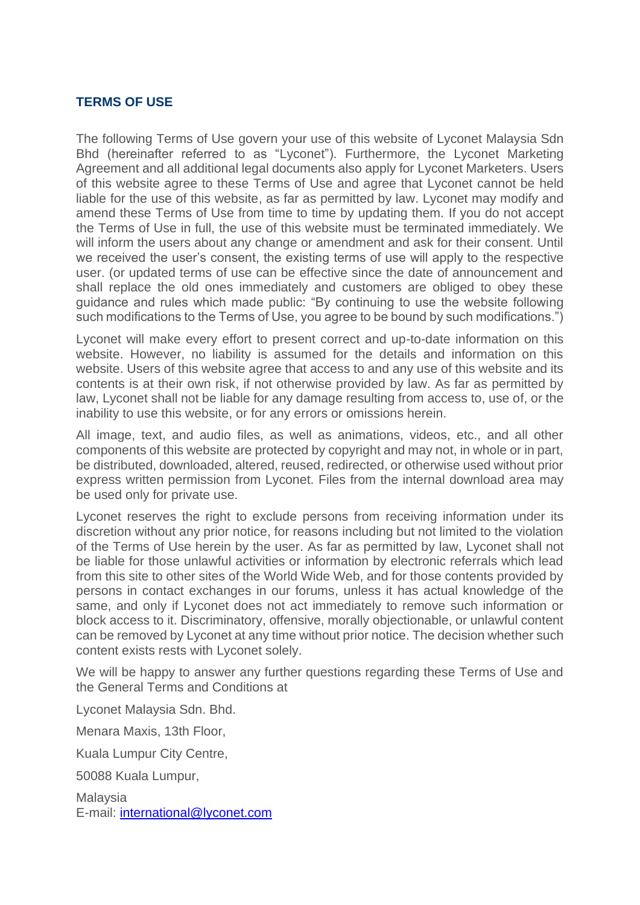# TERMS OF USE

The following Terms of Use govern your use of this website of Lyconet Malaysia Sdn Bhd (hereinafter referred to as "Lyconet"). Furthermore, the Lyconet Marketing Agreement and all additional legal documents also apply for Lyconet Marketers. Users of this website agree to these Terms of Use and agree that Lyconet cannot be held liable for the use of this website, as far as permitted by law. Lyconet may modify and amend these Terms of Use from time to time by updating them. If you do not accept the Terms of Use in full, the use of this website must be terminated immediately. We will inform the users about any change or amendment and ask for their consent. Until we received the user's consent, the existing terms of use will apply to the respective user. (or updated terms of use can be effective since the date of announcement and shall replace the old ones immediately and customers are obliged to obey these guidance and rules which made public: "By continuing to use the website following such modifications to the Terms of Use, you agree to be bound by such modifications.")

Lyconet will make every effort to present correct and up-to-date information on this website. However, no liability is assumed for the details and information on this website. Users of this website agree that access to and any use of this website and its contents is at their own risk, if not otherwise provided by law. As far as permitted by law, Lyconet shall not be liable for any damage resulting from access to, use of, or the inability to use this website, or for any errors or omissions herein.

All image, text, and audio files, as well as animations, videos, etc., and all other components of this website are protected by copyright and may not, in whole or in part, be distributed, downloaded, altered, reused, redirected, or otherwise used without prior express written permission from Lyconet. Files from the internal download area may be used only for private use.

Lyconet reserves the right to exclude persons from receiving information under its discretion without any prior notice, for reasons including but not limited to the violation of the Terms of Use herein by the user. As far as permitted by law, Lyconet shall not be liable for those unlawful activities or information by electronic referrals which lead from this site to other sites of the World Wide Web, and for those contents provided by persons in contact exchanges in our forums, unless it has actual knowledge of the same, and only if Lyconet does not act immediately to remove such information or block access to it. Discriminatory, offensive, morally objectionable, or unlawful content can be removed by Lyconet at any time without prior notice. The decision whether such content exists rests with Lyconet solely.

We will be happy to answer any further questions regarding these Terms of Use and the General Terms and Conditions at

Lyconet Malaysia Sdn. Bhd.

Menara Maxis, 13th Floor,

Kuala Lumpur City Centre,

50088 Kuala Lumpur,

Malaysia
E-mail: international@lyconet.com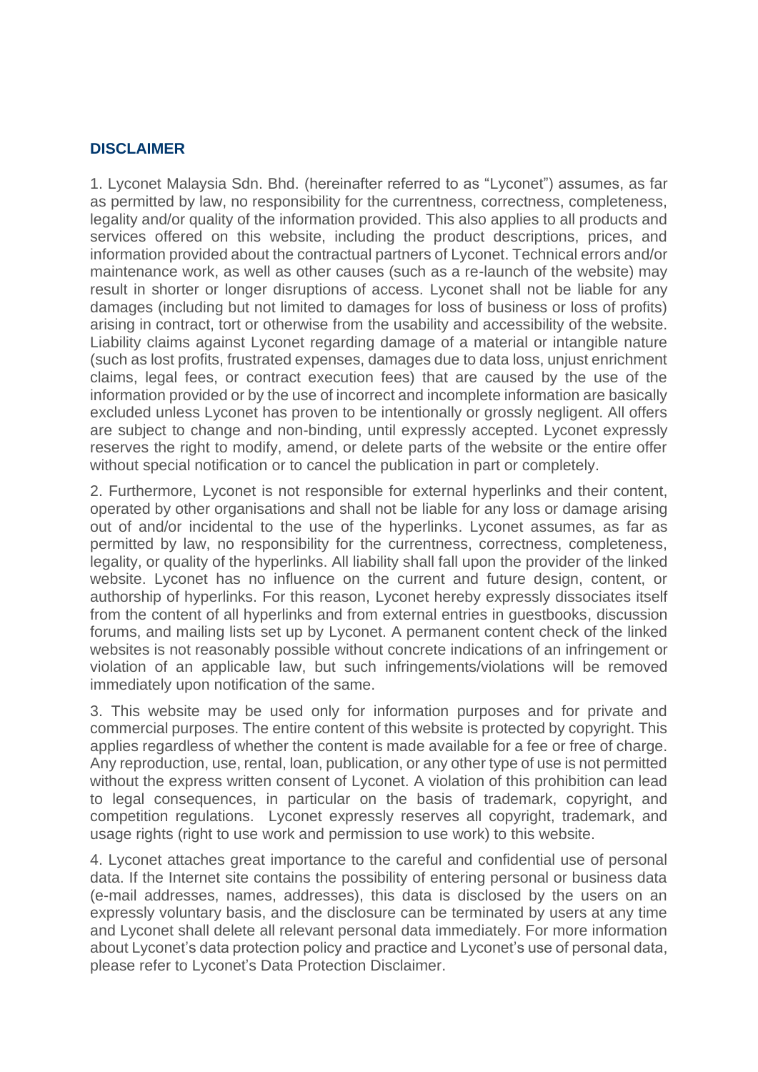## DISCLAIMER

1. Lyconet Malaysia Sdn. Bhd. (hereinafter referred to as "Lyconet") assumes, as far as permitted by law, no responsibility for the currentness, correctness, completeness, legality and/or quality of the information provided. This also applies to all products and services offered on this website, including the product descriptions, prices, and information provided about the contractual partners of Lyconet. Technical errors and/or maintenance work, as well as other causes (such as a re-launch of the website) may result in shorter or longer disruptions of access. Lyconet shall not be liable for any damages (including but not limited to damages for loss of business or loss of profits) arising in contract, tort or otherwise from the usability and accessibility of the website. Liability claims against Lyconet regarding damage of a material or intangible nature (such as lost profits, frustrated expenses, damages due to data loss, unjust enrichment claims, legal fees, or contract execution fees) that are caused by the use of the information provided or by the use of incorrect and incomplete information are basically excluded unless Lyconet has proven to be intentionally or grossly negligent. All offers are subject to change and non-binding, until expressly accepted. Lyconet expressly reserves the right to modify, amend, or delete parts of the website or the entire offer without special notification or to cancel the publication in part or completely.

2. Furthermore, Lyconet is not responsible for external hyperlinks and their content, operated by other organisations and shall not be liable for any loss or damage arising out of and/or incidental to the use of the hyperlinks. Lyconet assumes, as far as permitted by law, no responsibility for the currentness, correctness, completeness, legality, or quality of the hyperlinks. All liability shall fall upon the provider of the linked website. Lyconet has no influence on the current and future design, content, or authorship of hyperlinks. For this reason, Lyconet hereby expressly dissociates itself from the content of all hyperlinks and from external entries in guestbooks, discussion forums, and mailing lists set up by Lyconet. A permanent content check of the linked websites is not reasonably possible without concrete indications of an infringement or violation of an applicable law, but such infringements/violations will be removed immediately upon notification of the same.

3. This website may be used only for information purposes and for private and commercial purposes. The entire content of this website is protected by copyright. This applies regardless of whether the content is made available for a fee or free of charge. Any reproduction, use, rental, loan, publication, or any other type of use is not permitted without the express written consent of Lyconet. A violation of this prohibition can lead to legal consequences, in particular on the basis of trademark, copyright, and competition regulations. Lyconet expressly reserves all copyright, trademark, and usage rights (right to use work and permission to use work) to this website.

4. Lyconet attaches great importance to the careful and confidential use of personal data. If the Internet site contains the possibility of entering personal or business data (e-mail addresses, names, addresses), this data is disclosed by the users on an expressly voluntary basis, and the disclosure can be terminated by users at any time and Lyconet shall delete all relevant personal data immediately. For more information about Lyconet's data protection policy and practice and Lyconet's use of personal data, please refer to Lyconet's Data Protection Disclaimer.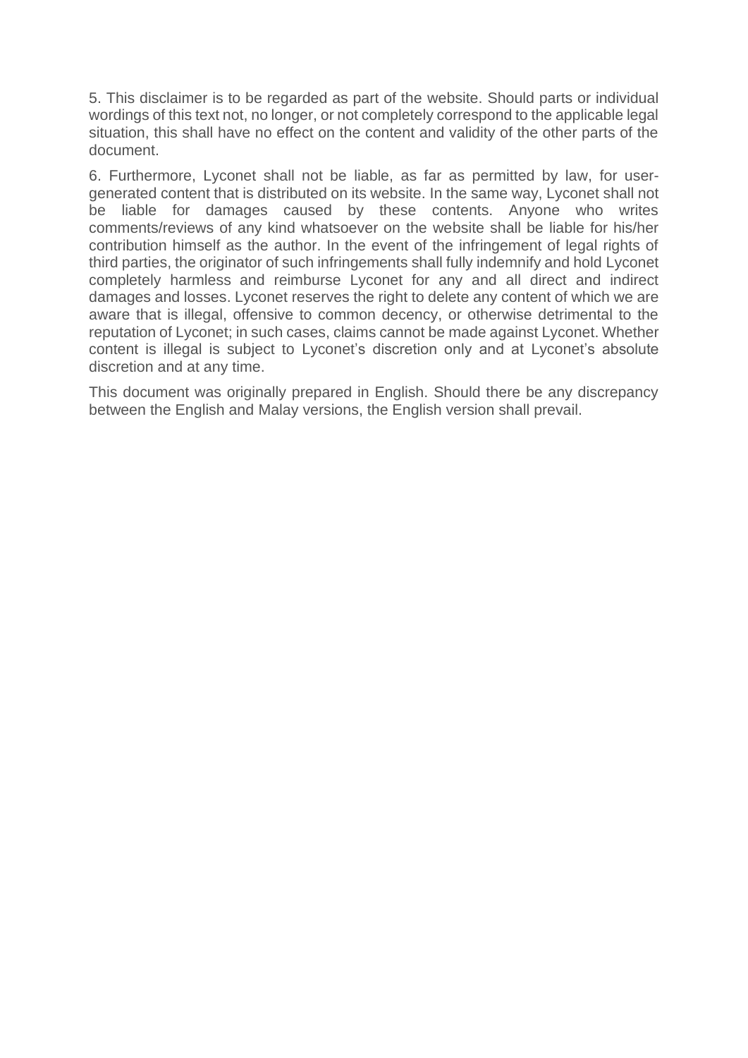5. This disclaimer is to be regarded as part of the website. Should parts or individual wordings of this text not, no longer, or not completely correspond to the applicable legal situation, this shall have no effect on the content and validity of the other parts of the document.

6. Furthermore, Lyconet shall not be liable, as far as permitted by law, for user-generated content that is distributed on its website. In the same way, Lyconet shall not be liable for damages caused by these contents. Anyone who writes comments/reviews of any kind whatsoever on the website shall be liable for his/her contribution himself as the author. In the event of the infringement of legal rights of third parties, the originator of such infringements shall fully indemnify and hold Lyconet completely harmless and reimburse Lyconet for any and all direct and indirect damages and losses. Lyconet reserves the right to delete any content of which we are aware that is illegal, offensive to common decency, or otherwise detrimental to the reputation of Lyconet; in such cases, claims cannot be made against Lyconet. Whether content is illegal is subject to Lyconet's discretion only and at Lyconet's absolute discretion and at any time.

This document was originally prepared in English. Should there be any discrepancy between the English and Malay versions, the English version shall prevail.